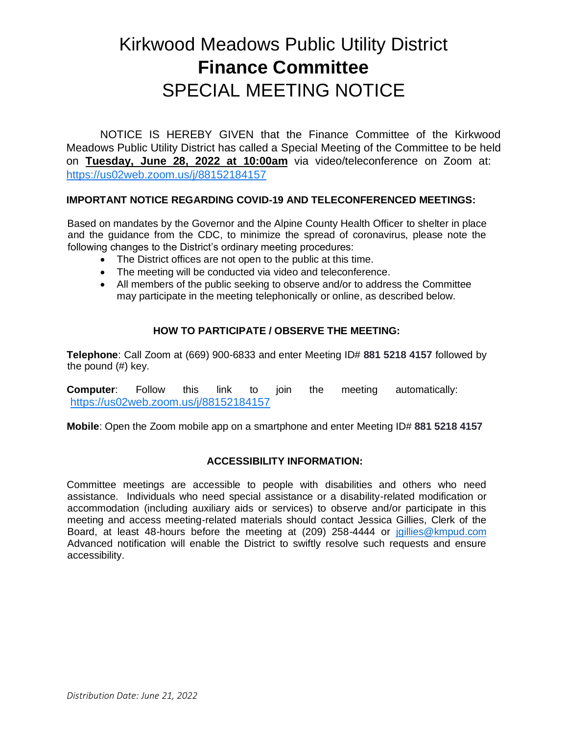# Kirkwood Meadows Public Utility District
# **Finance Committee**
# SPECIAL MEETING NOTICE

NOTICE IS HEREBY GIVEN that the Finance Committee of the Kirkwood Meadows Public Utility District has called a Special Meeting of the Committee to be held on **Tuesday, June 28, 2022 at 10:00am** via video/teleconference on Zoom at: https://us02web.zoom.us/j/88152184157

**IMPORTANT NOTICE REGARDING COVID-19 AND TELECONFERENCED MEETINGS:**

Based on mandates by the Governor and the Alpine County Health Officer to shelter in place and the guidance from the CDC, to minimize the spread of coronavirus, please note the following changes to the District's ordinary meeting procedures:

- The District offices are not open to the public at this time.
- The meeting will be conducted via video and teleconference.
- All members of the public seeking to observe and/or to address the Committee may participate in the meeting telephonically or online, as described below.

**HOW TO PARTICIPATE / OBSERVE THE MEETING:**

**Telephone**: Call Zoom at (669) 900-6833 and enter Meeting ID# **881 5218 4157** followed by the pound (#) key.

**Computer**: Follow this link to join the meeting automatically: https://us02web.zoom.us/j/88152184157

**Mobile**: Open the Zoom mobile app on a smartphone and enter Meeting ID# **881 5218 4157**

**ACCESSIBILITY INFORMATION:**

Committee meetings are accessible to people with disabilities and others who need assistance. Individuals who need special assistance or a disability-related modification or accommodation (including auxiliary aids or services) to observe and/or participate in this meeting and access meeting-related materials should contact Jessica Gillies, Clerk of the Board, at least 48-hours before the meeting at (209) 258-4444 or jgillies@kmpud.com Advanced notification will enable the District to swiftly resolve such requests and ensure accessibility.

*Distribution Date: June 21, 2022*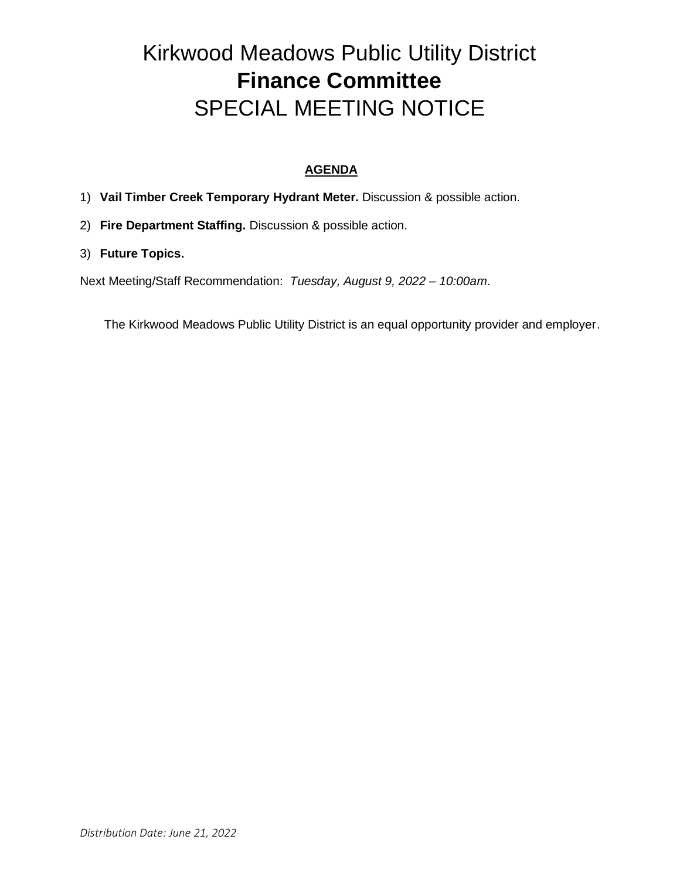# Kirkwood Meadows Public Utility District
# **Finance Committee**
# SPECIAL MEETING NOTICE

**AGENDA**

1) **Vail Timber Creek Temporary Hydrant Meter.** Discussion & possible action.
2) **Fire Department Staffing.** Discussion & possible action.
3) **Future Topics.**

Next Meeting/Staff Recommendation: *Tuesday, August 9, 2022 – 10:00am*.

The Kirkwood Meadows Public Utility District is an equal opportunity provider and employer.

*Distribution Date: June 21, 2022*